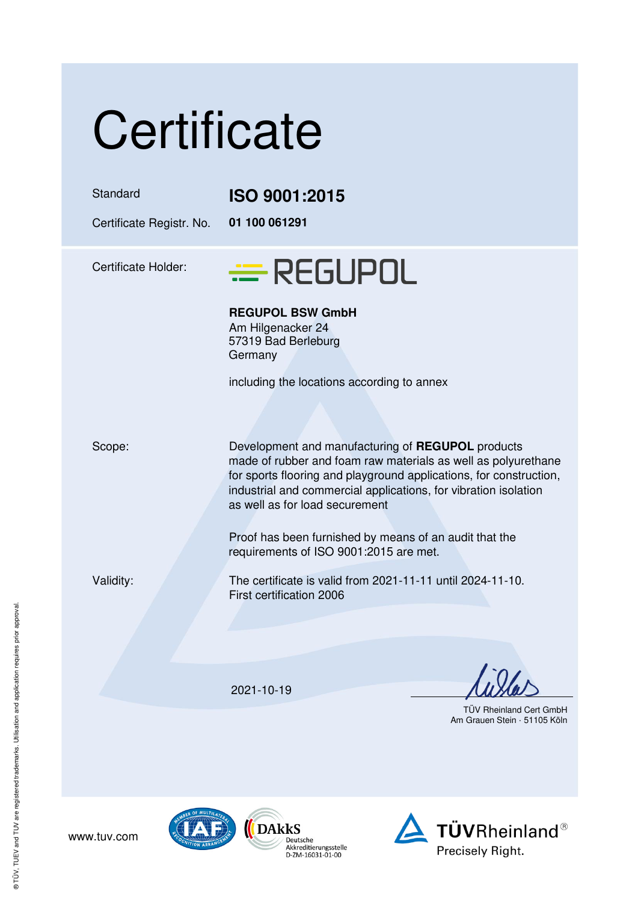# Certificate

| | |
|---|---|
| Standard | **ISO 9001:2015** |
| Certificate Registr. No. | **01 100 061291** |

Certificate Holder:

REGUPOL

**REGUPOL BSW GmbH**
Am Hilgenacker 24
57319 Bad Berleburg
Germany

including the locations according to annex

Scope:

Development and manufacturing of **REGUPOL** products made of rubber and foam raw materials as well as polyurethane for sports flooring and playground applications, for construction, industrial and commercial applications, for vibration isolation as well as for load securement

Proof has been furnished by means of an audit that the requirements of ISO 9001:2015 are met.

Validity:

The certificate is valid from 2021-11-11 until 2024-11-10.
First certification 2006

2021-10-19

TÜV Rheinland Cert GmbH
Am Grauen Stein · 51105 Köln

www.tuv.com

DAkkS Deutsche Akkreditierungsstelle D-ZM-16031-01-00

TÜVRheinland® Precisely Right.

® TÜV, TUEV and TUV are registered trademarks. Utilisation and application requires prior approval.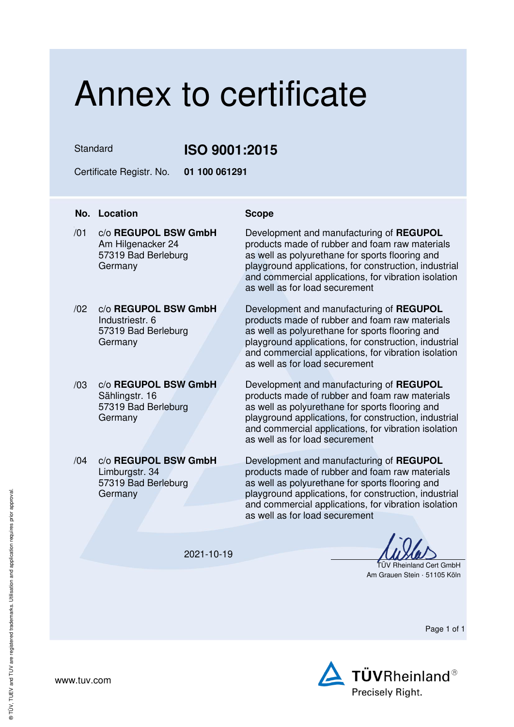# Annex to certificate

Standard **ISO 9001:2015**

Certificate Registr. No. **01 100 061291**

| No. | Location | Scope |
|---|---|---|
| /01 | c/o **REGUPOL BSW GmbH**<br>Am Hilgenacker 24<br>57319 Bad Berleburg<br>Germany | Development and manufacturing of **REGUPOL** products made of rubber and foam raw materials as well as polyurethane for sports flooring and playground applications, for construction, industrial and commercial applications, for vibration isolation as well as for load securement |
| /02 | c/o **REGUPOL BSW GmbH**<br>Industriestr. 6<br>57319 Bad Berleburg<br>Germany | Development and manufacturing of **REGUPOL** products made of rubber and foam raw materials as well as polyurethane for sports flooring and playground applications, for construction, industrial and commercial applications, for vibration isolation as well as for load securement |
| /03 | c/o **REGUPOL BSW GmbH**<br>Sählingstr. 16<br>57319 Bad Berleburg<br>Germany | Development and manufacturing of **REGUPOL** products made of rubber and foam raw materials as well as polyurethane for sports flooring and playground applications, for construction, industrial and commercial applications, for vibration isolation as well as for load securement |
| /04 | c/o **REGUPOL BSW GmbH**<br>Limburgstr. 34<br>57319 Bad Berleburg<br>Germany | Development and manufacturing of **REGUPOL** products made of rubber and foam raw materials as well as polyurethane for sports flooring and playground applications, for construction, industrial and commercial applications, for vibration isolation as well as for load securement |

2021-10-19

TÜV Rheinland Cert GmbH
Am Grauen Stein · 51105 Köln

www.tuv.com

TÜVRheinland®
Precisely Right.

® TÜV, TUEV and TUV are registered trademarks. Utilisation and application requires prior approval.